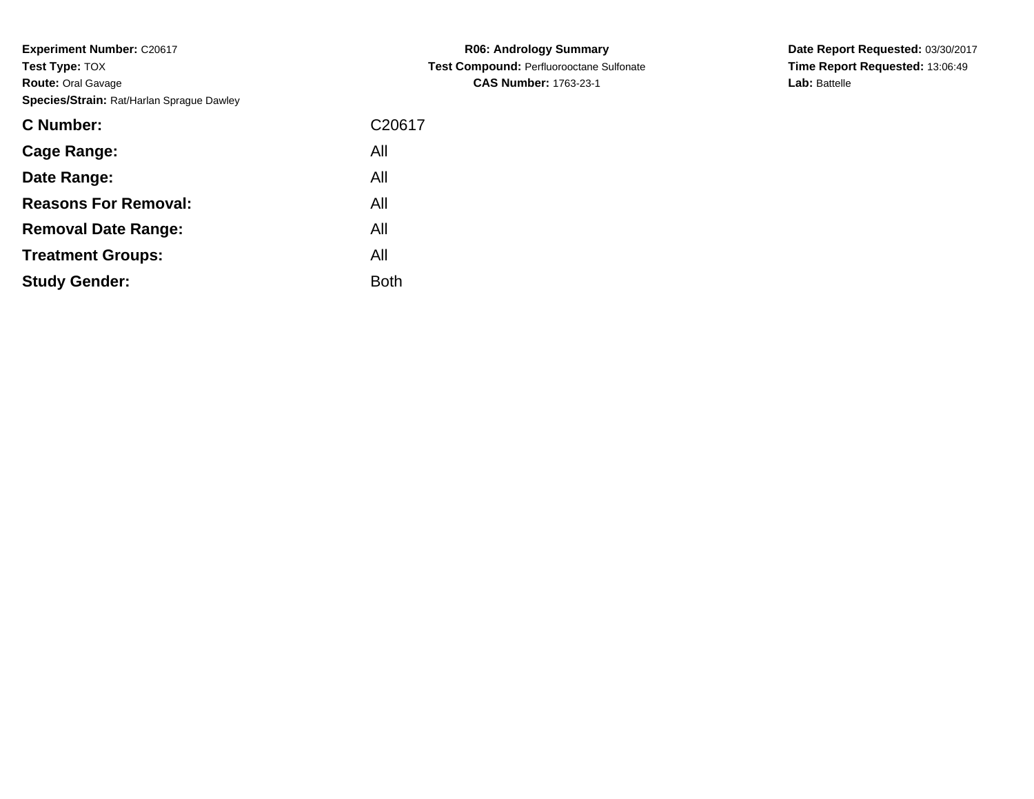**Experiment Number:** C20617
**Test Type:** TOX
**Route:** Oral Gavage
**Species/Strain:** Rat/Harlan Sprague Dawley

**R06: Andrology Summary**
**Test Compound:** Perfluorooctane Sulfonate
**CAS Number:** 1763-23-1

**Date Report Requested:** 03/30/2017
**Time Report Requested:** 13:06:49
**Lab:** Battelle

| | |
|---|---|
| **C Number:** | C20617 |
| **Cage Range:** | All |
| **Date Range:** | All |
| **Reasons For Removal:** | All |
| **Removal Date Range:** | All |
| **Treatment Groups:** | All |
| **Study Gender:** | Both |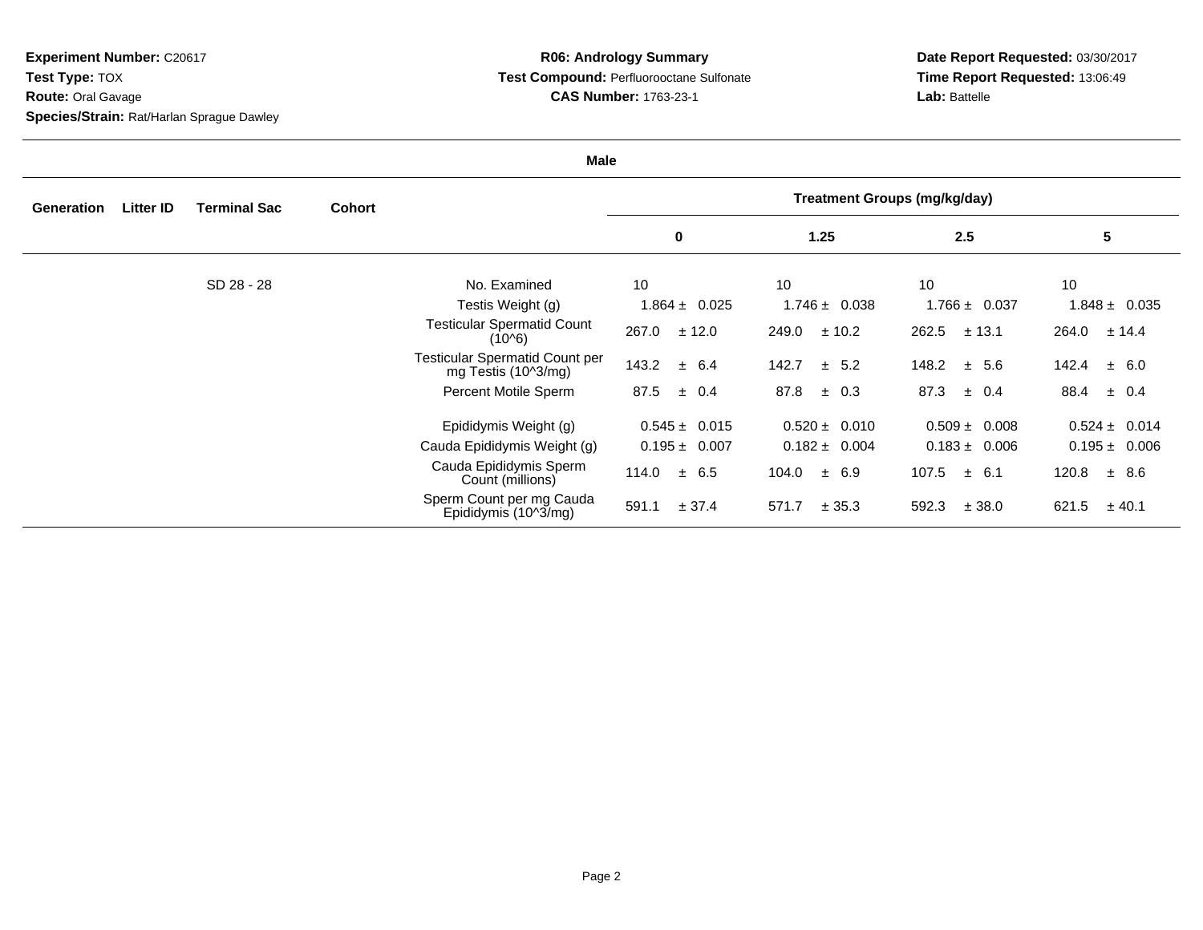**Experiment Number:** C20617
**Test Type:** TOX
**Route:** Oral Gavage
**Species/Strain:** Rat/Harlan Sprague Dawley

**R06: Andrology Summary**
**Test Compound:** Perfluorooctane Sulfonate
**CAS Number:** 1763-23-1

**Date Report Requested:** 03/30/2017
**Time Report Requested:** 13:06:49
**Lab:** Battelle

**Male**

| Generation | Litter ID | Terminal Sac | Cohort | | Treatment Groups (mg/kg/day) | | | |
|---|---|---|---|---|---|---|---|---|
| | | | | | 0 | 1.25 | 2.5 | 5 |
| | | SD 28 - 28 | | No. Examined | 10 | 10 | 10 | 10 |
| | | | | Testis Weight (g) | 1.864 ± 0.025 | 1.746 ± 0.038 | 1.766 ± 0.037 | 1.848 ± 0.035 |
| | | | | Testicular Spermatid Count (10^6) | 267.0 ± 12.0 | 249.0 ± 10.2 | 262.5 ± 13.1 | 264.0 ± 14.4 |
| | | | | Testicular Spermatid Count per mg Testis (10^3/mg) | 143.2 ± 6.4 | 142.7 ± 5.2 | 148.2 ± 5.6 | 142.4 ± 6.0 |
| | | | | Percent Motile Sperm | 87.5 ± 0.4 | 87.8 ± 0.3 | 87.3 ± 0.4 | 88.4 ± 0.4 |
| | | | | Epididymis Weight (g) | 0.545 ± 0.015 | 0.520 ± 0.010 | 0.509 ± 0.008 | 0.524 ± 0.014 |
| | | | | Cauda Epididymis Weight (g) | 0.195 ± 0.007 | 0.182 ± 0.004 | 0.183 ± 0.006 | 0.195 ± 0.006 |
| | | | | Cauda Epididymis Sperm Count (millions) | 114.0 ± 6.5 | 104.0 ± 6.9 | 107.5 ± 6.1 | 120.8 ± 8.6 |
| | | | | Sperm Count per mg Cauda Epididymis (10^3/mg) | 591.1 ± 37.4 | 571.7 ± 35.3 | 592.3 ± 38.0 | 621.5 ± 40.1 |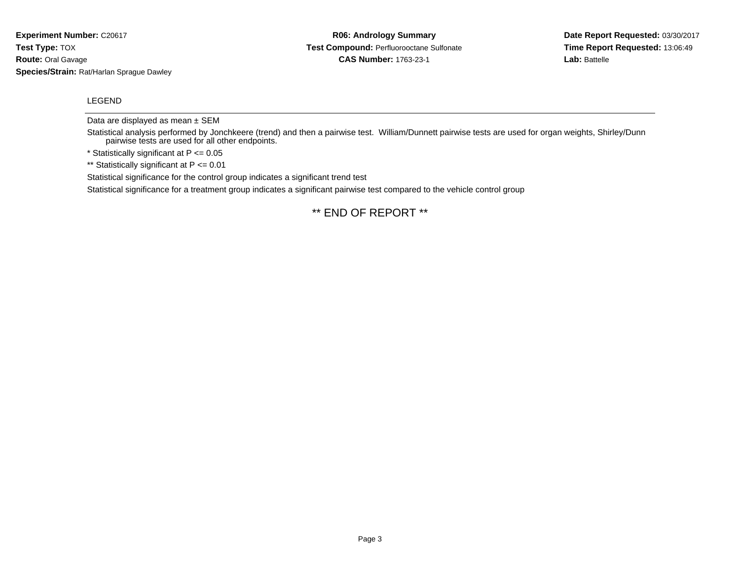**Experiment Number:** C20617
**Test Type:** TOX
**Route:** Oral Gavage
**Species/Strain:** Rat/Harlan Sprague Dawley

**R06: Andrology Summary**
**Test Compound:** Perfluorooctane Sulfonate
**CAS Number:** 1763-23-1

**Date Report Requested:** 03/30/2017
**Time Report Requested:** 13:06:49
**Lab:** Battelle

LEGEND

Data are displayed as mean ± SEM

Statistical analysis performed by Jonchkeere (trend) and then a pairwise test. William/Dunnett pairwise tests are used for organ weights, Shirley/Dunn pairwise tests are used for all other endpoints.

* Statistically significant at P <= 0.05

** Statistically significant at P <= 0.01

Statistical significance for the control group indicates a significant trend test

Statistical significance for a treatment group indicates a significant pairwise test compared to the vehicle control group

** END OF REPORT **